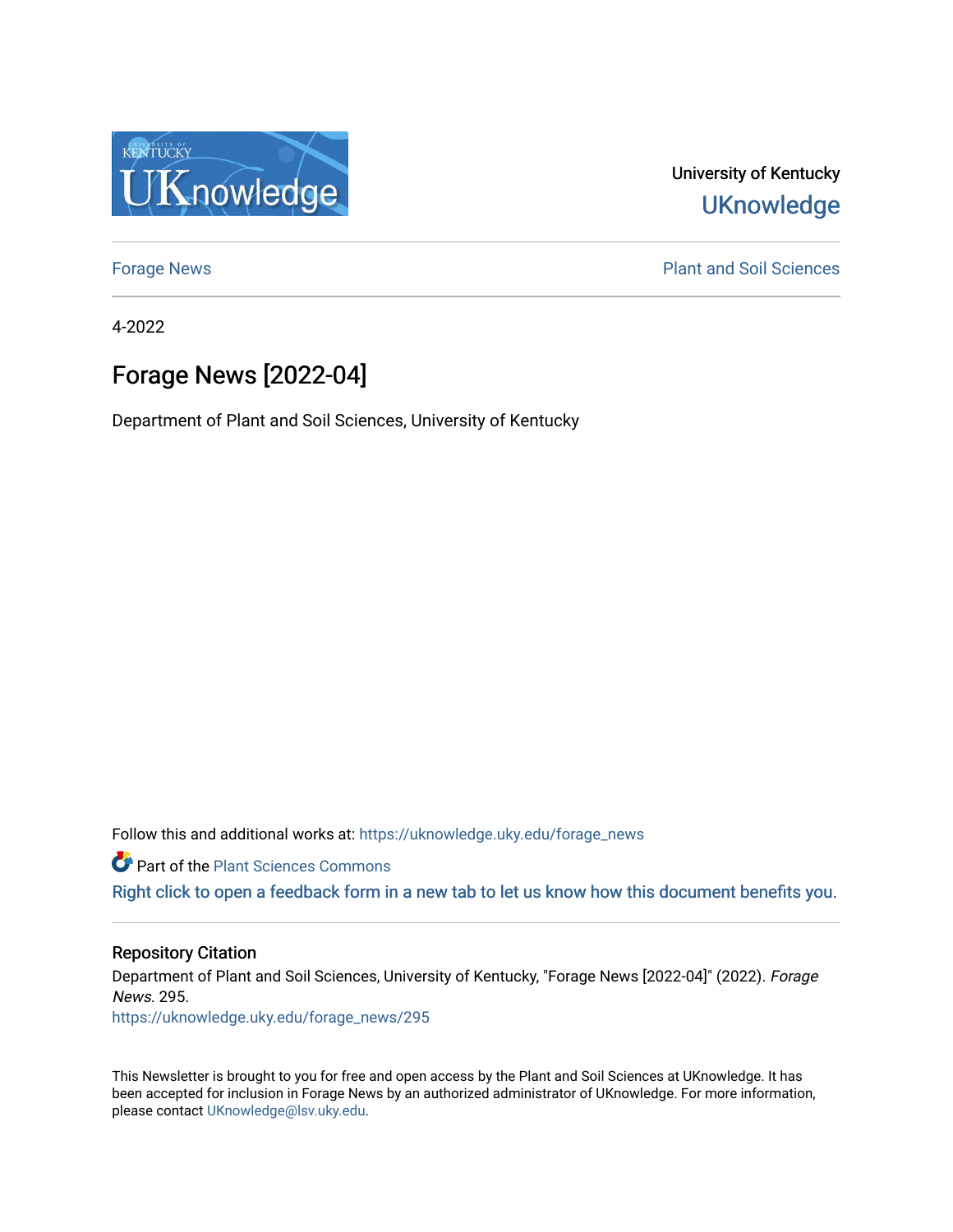University of Kentucky

UKnowledge

Forage News

Plant and Soil Sciences

4-2022

# Forage News [2022-04]

Department of Plant and Soil Sciences, University of Kentucky

Follow this and additional works at: https://uknowledge.uky.edu/forage_news

Part of the Plant Sciences Commons

Right click to open a feedback form in a new tab to let us know how this document benefits you.

## Repository Citation

Department of Plant and Soil Sciences, University of Kentucky, "Forage News [2022-04]" (2022). *Forage News*. 295.
https://uknowledge.uky.edu/forage_news/295

This Newsletter is brought to you for free and open access by the Plant and Soil Sciences at UKnowledge. It has been accepted for inclusion in Forage News by an authorized administrator of UKnowledge. For more information, please contact UKnowledge@lsv.uky.edu.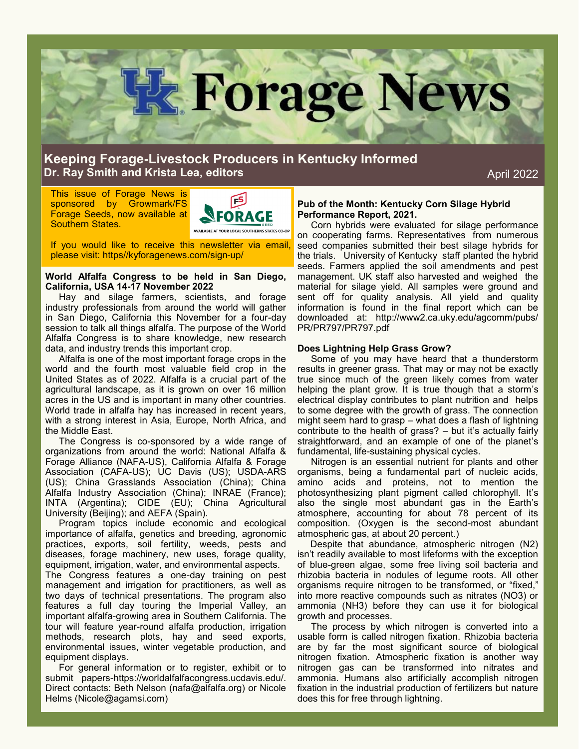# UK Forage News

## Keeping Forage-Livestock Producers in Kentucky Informed

**Dr. Ray Smith and Krista Lea, editors**

April 2022

This issue of Forage News is sponsored by Growmark/FS Forage Seeds, now available at Southern States.

If you would like to receive this newsletter via email, please visit: https//kyforagenews.com/sign-up/

**World Alfalfa Congress to be held in San Diego, California, USA 14-17 November 2022**

Hay and silage farmers, scientists, and forage industry professionals from around the world will gather in San Diego, California this November for a four-day session to talk all things alfalfa. The purpose of the World Alfalfa Congress is to share knowledge, new research data, and industry trends this important crop.

Alfalfa is one of the most important forage crops in the world and the fourth most valuable field crop in the United States as of 2022. Alfalfa is a crucial part of the agricultural landscape, as it is grown on over 16 million acres in the US and is important in many other countries. World trade in alfalfa hay has increased in recent years, with a strong interest in Asia, Europe, North Africa, and the Middle East.

The Congress is co-sponsored by a wide range of organizations from around the world: National Alfalfa & Forage Alliance (NAFA-US), California Alfalfa & Forage Association (CAFA-US); UC Davis (US); USDA-ARS (US); China Grasslands Association (China); China Alfalfa Industry Association (China); INRAE (France); INTA (Argentina); CIDE (EU); China Agricultural University (Beijing); and AEFA (Spain).

Program topics include economic and ecological importance of alfalfa, genetics and breeding, agronomic practices, exports, soil fertility, weeds, pests and diseases, forage machinery, new uses, forage quality, equipment, irrigation, water, and environmental aspects.

The Congress features a one-day training on pest management and irrigation for practitioners, as well as two days of technical presentations. The program also features a full day touring the Imperial Valley, an important alfalfa-growing area in Southern California. The tour will feature year-round alfalfa production, irrigation methods, research plots, hay and seed exports, environmental issues, winter vegetable production, and equipment displays.

For general information or to register, exhibit or to submit papers-https://worldalfalfacongress.ucdavis.edu/. Direct contacts: Beth Nelson (nafa@alfalfa.org) or Nicole Helms (Nicole@agamsi.com)

**Pub of the Month: Kentucky Corn Silage Hybrid Performance Report, 2021.**

Corn hybrids were evaluated for silage performance on cooperating farms. Representatives from numerous seed companies submitted their best silage hybrids for the trials. University of Kentucky staff planted the hybrid seeds. Farmers applied the soil amendments and pest management. UK staff also harvested and weighed the material for silage yield. All samples were ground and sent off for quality analysis. All yield and quality information is found in the final report which can be downloaded at: http://www2.ca.uky.edu/agcomm/pubs/PR/PR797/PR797.pdf

**Does Lightning Help Grass Grow?**

Some of you may have heard that a thunderstorm results in greener grass. That may or may not be exactly true since much of the green likely comes from water helping the plant grow. It is true though that a storm's electrical display contributes to plant nutrition and helps to some degree with the growth of grass. The connection might seem hard to grasp – what does a flash of lightning contribute to the health of grass? – but it's actually fairly straightforward, and an example of one of the planet's fundamental, life-sustaining physical cycles.

Nitrogen is an essential nutrient for plants and other organisms, being a fundamental part of nucleic acids, amino acids and proteins, not to mention the photosynthesizing plant pigment called chlorophyll. It's also the single most abundant gas in the Earth's atmosphere, accounting for about 78 percent of its composition. (Oxygen is the second-most abundant atmospheric gas, at about 20 percent.)

Despite that abundance, atmospheric nitrogen ($N_2$) isn't readily available to most lifeforms with the exception of blue-green algae, some free living soil bacteria and rhizobia bacteria in nodules of legume roots. All other organisms require nitrogen to be transformed, or "fixed," into more reactive compounds such as nitrates ($NO_3$) or ammonia ($NH_3$) before they can use it for biological growth and processes.

The process by which nitrogen is converted into a usable form is called nitrogen fixation. Rhizobia bacteria are by far the most significant source of biological nitrogen fixation. Atmospheric fixation is another way nitrogen gas can be transformed into nitrates and ammonia. Humans also artificially accomplish nitrogen fixation in the industrial production of fertilizers but nature does this for free through lightning.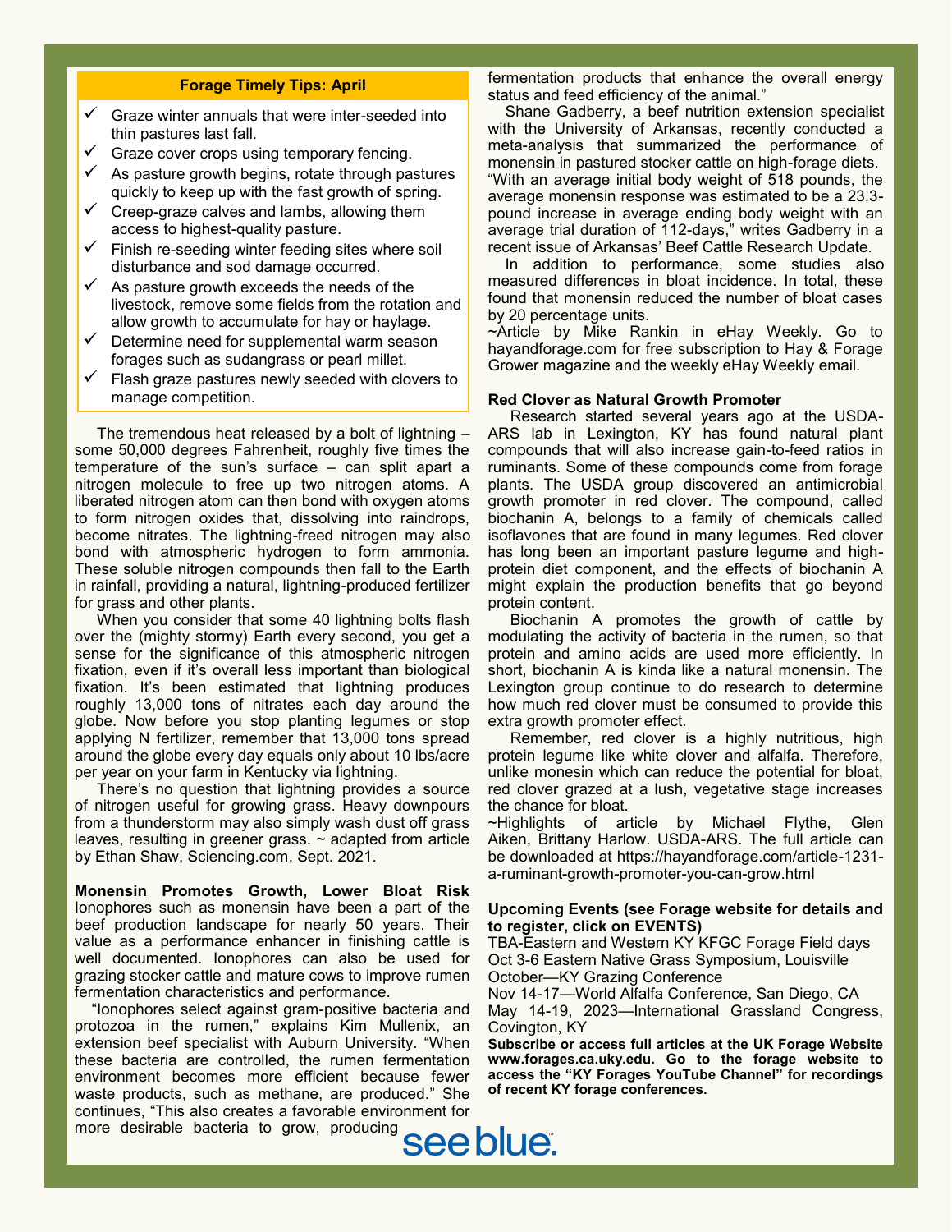### Forage Timely Tips: April

- Graze winter annuals that were inter-seeded into thin pastures last fall.
- Graze cover crops using temporary fencing.
- As pasture growth begins, rotate through pastures quickly to keep up with the fast growth of spring.
- Creep-graze calves and lambs, allowing them access to highest-quality pasture.
- Finish re-seeding winter feeding sites where soil disturbance and sod damage occurred.
- As pasture growth exceeds the needs of the livestock, remove some fields from the rotation and allow growth to accumulate for hay or haylage.
- Determine need for supplemental warm season forages such as sudangrass or pearl millet.
- Flash graze pastures newly seeded with clovers to manage competition.

The tremendous heat released by a bolt of lightning – some 50,000 degrees Fahrenheit, roughly five times the temperature of the sun's surface – can split apart a nitrogen molecule to free up two nitrogen atoms. A liberated nitrogen atom can then bond with oxygen atoms to form nitrogen oxides that, dissolving into raindrops, become nitrates. The lightning-freed nitrogen may also bond with atmospheric hydrogen to form ammonia. These soluble nitrogen compounds then fall to the Earth in rainfall, providing a natural, lightning-produced fertilizer for grass and other plants.

When you consider that some 40 lightning bolts flash over the (mighty stormy) Earth every second, you get a sense for the significance of this atmospheric nitrogen fixation, even if it's overall less important than biological fixation. It's been estimated that lightning produces roughly 13,000 tons of nitrates each day around the globe. Now before you stop planting legumes or stop applying N fertilizer, remember that 13,000 tons spread around the globe every day equals only about 10 lbs/acre per year on your farm in Kentucky via lightning.

There's no question that lightning provides a source of nitrogen useful for growing grass. Heavy downpours from a thunderstorm may also simply wash dust off grass leaves, resulting in greener grass. ~ adapted from article by Ethan Shaw, Sciencing.com, Sept. 2021.

**Monensin Promotes Growth, Lower Bloat Risk**
Ionophores such as monensin have been a part of the beef production landscape for nearly 50 years. Their value as a performance enhancer in finishing cattle is well documented. Ionophores can also be used for grazing stocker cattle and mature cows to improve rumen fermentation characteristics and performance.

"Ionophores select against gram-positive bacteria and protozoa in the rumen," explains Kim Mullenix, an extension beef specialist with Auburn University. "When these bacteria are controlled, the rumen fermentation environment becomes more efficient because fewer waste products, such as methane, are produced." She continues, "This also creates a favorable environment for more desirable bacteria to grow, producing fermentation products that enhance the overall energy status and feed efficiency of the animal."

Shane Gadberry, a beef nutrition extension specialist with the University of Arkansas, recently conducted a meta-analysis that summarized the performance of monensin in pastured stocker cattle on high-forage diets. "With an average initial body weight of 518 pounds, the average monensin response was estimated to be a 23.3-pound increase in average ending body weight with an average trial duration of 112-days," writes Gadberry in a recent issue of Arkansas' Beef Cattle Research Update.

In addition to performance, some studies also measured differences in bloat incidence. In total, these found that monensin reduced the number of bloat cases by 20 percentage units.
~Article by Mike Rankin in eHay Weekly. Go to hayandforage.com for free subscription to Hay & Forage Grower magazine and the weekly eHay Weekly email.

**Red Clover as Natural Growth Promoter**
Research started several years ago at the USDA-ARS lab in Lexington, KY has found natural plant compounds that will also increase gain-to-feed ratios in ruminants. Some of these compounds come from forage plants. The USDA group discovered an antimicrobial growth promoter in red clover. The compound, called biochanin A, belongs to a family of chemicals called isoflavones that are found in many legumes. Red clover has long been an important pasture legume and high-protein diet component, and the effects of biochanin A might explain the production benefits that go beyond protein content.

Biochanin A promotes the growth of cattle by modulating the activity of bacteria in the rumen, so that protein and amino acids are used more efficiently. In short, biochanin A is kinda like a natural monensin. The Lexington group continue to do research to determine how much red clover must be consumed to provide this extra growth promoter effect.

Remember, red clover is a highly nutritious, high protein legume like white clover and alfalfa. Therefore, unlike monesin which can reduce the potential for bloat, red clover grazed at a lush, vegetative stage increases the chance for bloat.
~Highlights of article by Michael Flythe, Glen Aiken, Brittany Harlow. USDA-ARS. The full article can be downloaded at https://hayandforage.com/article-1231-a-ruminant-growth-promoter-you-can-grow.html

**Upcoming Events (see Forage website for details and to register, click on EVENTS)**
TBA-Eastern and Western KY KFGC Forage Field days
Oct 3-6 Eastern Native Grass Symposium, Louisville
October—KY Grazing Conference
Nov 14-17—World Alfalfa Conference, San Diego, CA
May 14-19, 2023—International Grassland Congress, Covington, KY
**Subscribe or access full articles at the UK Forage Website www.forages.ca.uky.edu. Go to the forage website to access the "KY Forages YouTube Channel" for recordings of recent KY forage conferences.**

see blue.